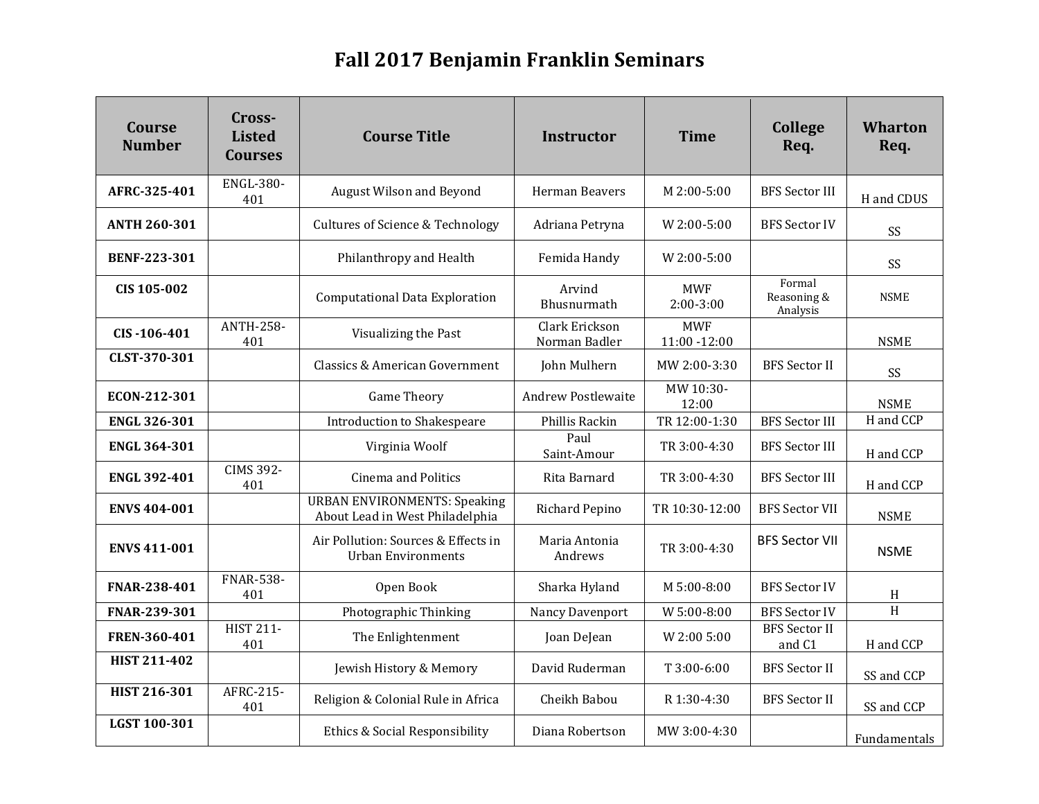# Fall 2017 Benjamin Franklin Seminars

| Course Number | Cross-Listed Courses | Course Title | Instructor | Time | College Req. | Wharton Req. |
|---|---|---|---|---|---|---|
| **AFRC-325-401** | ENGL-380-401 | August Wilson and Beyond | Herman Beavers | M 2:00-5:00 | BFS Sector III | H and CDUS |
| **ANTH 260-301** | | Cultures of Science & Technology | Adriana Petryna | W 2:00-5:00 | BFS Sector IV | SS |
| **BENF-223-301** | | Philanthropy and Health | Femida Handy | W 2:00-5:00 | | SS |
| **CIS 105-002** | | Computational Data Exploration | Arvind Bhusnurmath | MWF 2:00-3:00 | Formal Reasoning & Analysis | NSME |
| **CIS -106-401** | ANTH-258-401 | Visualizing the Past | Clark Erickson Norman Badler | MWF 11:00 -12:00 | | NSME |
| **CLST-370-301** | | Classics & American Government | John Mulhern | MW 2:00-3:30 | BFS Sector II | SS |
| **ECON-212-301** | | Game Theory | Andrew Postlewaite | MW 10:30-12:00 | | NSME |
| **ENGL 326-301** | | Introduction to Shakespeare | Phillis Rackin | TR 12:00-1:30 | BFS Sector III | H and CCP |
| **ENGL 364-301** | | Virginia Woolf | Paul Saint-Amour | TR 3:00-4:30 | BFS Sector III | H and CCP |
| **ENGL 392-401** | CIMS 392-401 | Cinema and Politics | Rita Barnard | TR 3:00-4:30 | BFS Sector III | H and CCP |
| **ENVS 404-001** | | URBAN ENVIRONMENTS: Speaking About Lead in West Philadelphia | Richard Pepino | TR 10:30-12:00 | BFS Sector VII | NSME |
| **ENVS 411-001** | | Air Pollution: Sources & Effects in Urban Environments | Maria Antonia Andrews | TR 3:00-4:30 | BFS Sector VII | NSME |
| **FNAR-238-401** | FNAR-538-401 | Open Book | Sharka Hyland | M 5:00-8:00 | BFS Sector IV | H |
| **FNAR-239-301** | | Photographic Thinking | Nancy Davenport | W 5:00-8:00 | BFS Sector IV | H |
| **FREN-360-401** | HIST 211-401 | The Enlightenment | Joan DeJean | W 2:00 5:00 | BFS Sector II and C1 | H and CCP |
| **HIST 211-402** | | Jewish History & Memory | David Ruderman | T 3:00-6:00 | BFS Sector II | SS and CCP |
| **HIST 216-301** | AFRC-215-401 | Religion & Colonial Rule in Africa | Cheikh Babou | R 1:30-4:30 | BFS Sector II | SS and CCP |
| **LGST 100-301** | | Ethics & Social Responsibility | Diana Robertson | MW 3:00-4:30 | | Fundamentals |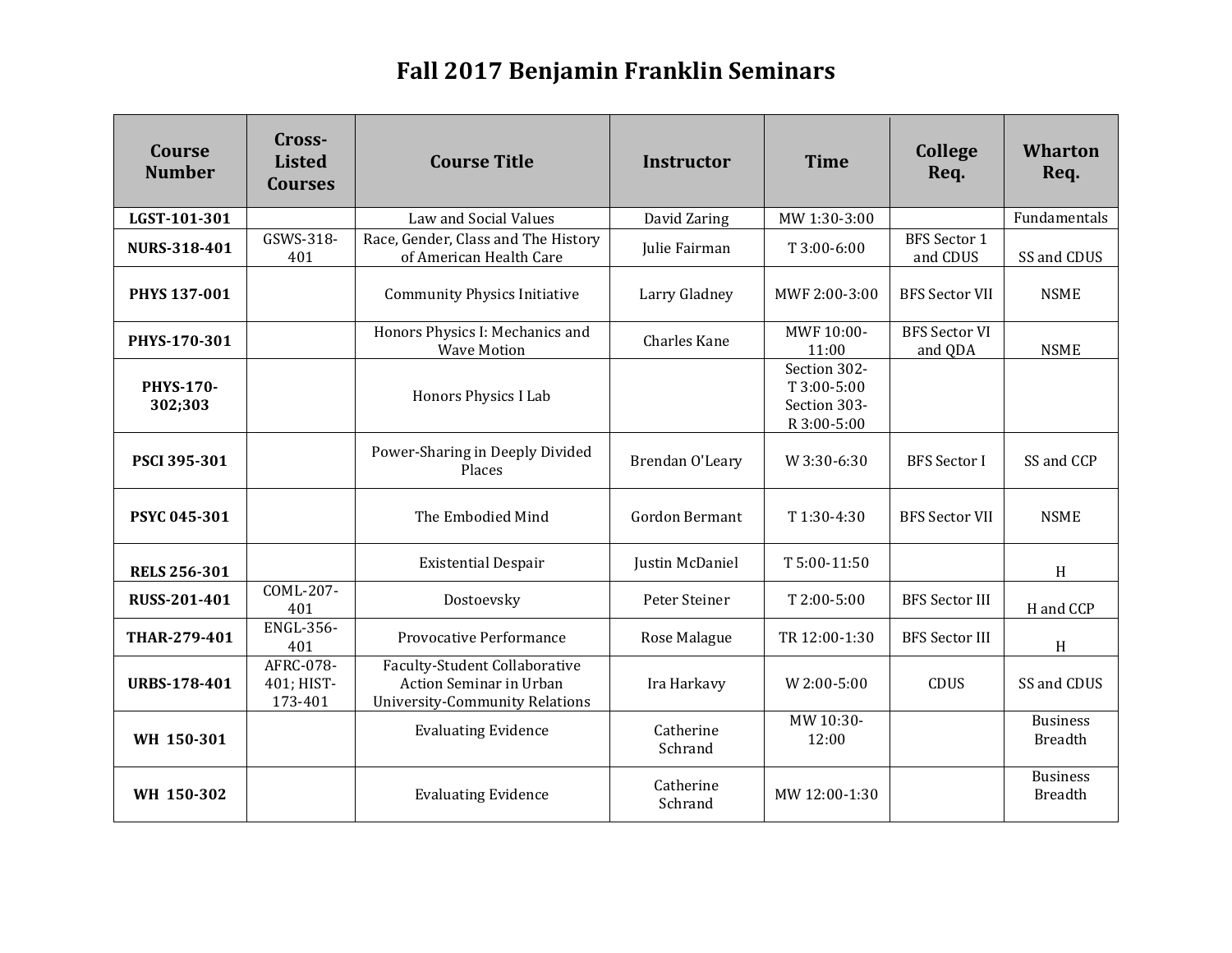# Fall 2017 Benjamin Franklin Seminars

| Course Number | Cross-Listed Courses | Course Title | Instructor | Time | College Req. | Wharton Req. |
|---|---|---|---|---|---|---|
| **LGST-101-301** | | Law and Social Values | David Zaring | MW 1:30-3:00 | | Fundamentals |
| **NURS-318-401** | GSWS-318-401 | Race, Gender, Class and The History of American Health Care | Julie Fairman | T 3:00-6:00 | BFS Sector 1 and CDUS | SS and CDUS |
| **PHYS 137-001** | | Community Physics Initiative | Larry Gladney | MWF 2:00-3:00 | BFS Sector VII | NSME |
| **PHYS-170-301** | | Honors Physics I: Mechanics and Wave Motion | Charles Kane | MWF 10:00-11:00 | BFS Sector VI and QDA | NSME |
| **PHYS-170-302;303** | | Honors Physics I Lab | | Section 302-T 3:00-5:00 Section 303-R 3:00-5:00 | | |
| **PSCI 395-301** | | Power-Sharing in Deeply Divided Places | Brendan O'Leary | W 3:30-6:30 | BFS Sector I | SS and CCP |
| **PSYC 045-301** | | The Embodied Mind | Gordon Bermant | T 1:30-4:30 | BFS Sector VII | NSME |
| **RELS 256-301** | | Existential Despair | Justin McDaniel | T 5:00-11:50 | | H |
| **RUSS-201-401** | COML-207-401 | Dostoevsky | Peter Steiner | T 2:00-5:00 | BFS Sector III | H and CCP |
| **THAR-279-401** | ENGL-356-401 | Provocative Performance | Rose Malague | TR 12:00-1:30 | BFS Sector III | H |
| **URBS-178-401** | AFRC-078-401; HIST-173-401 | Faculty-Student Collaborative Action Seminar in Urban University-Community Relations | Ira Harkavy | W 2:00-5:00 | CDUS | SS and CDUS |
| **WH 150-301** | | Evaluating Evidence | Catherine Schrand | MW 10:30-12:00 | | Business Breadth |
| **WH 150-302** | | Evaluating Evidence | Catherine Schrand | MW 12:00-1:30 | | Business Breadth |